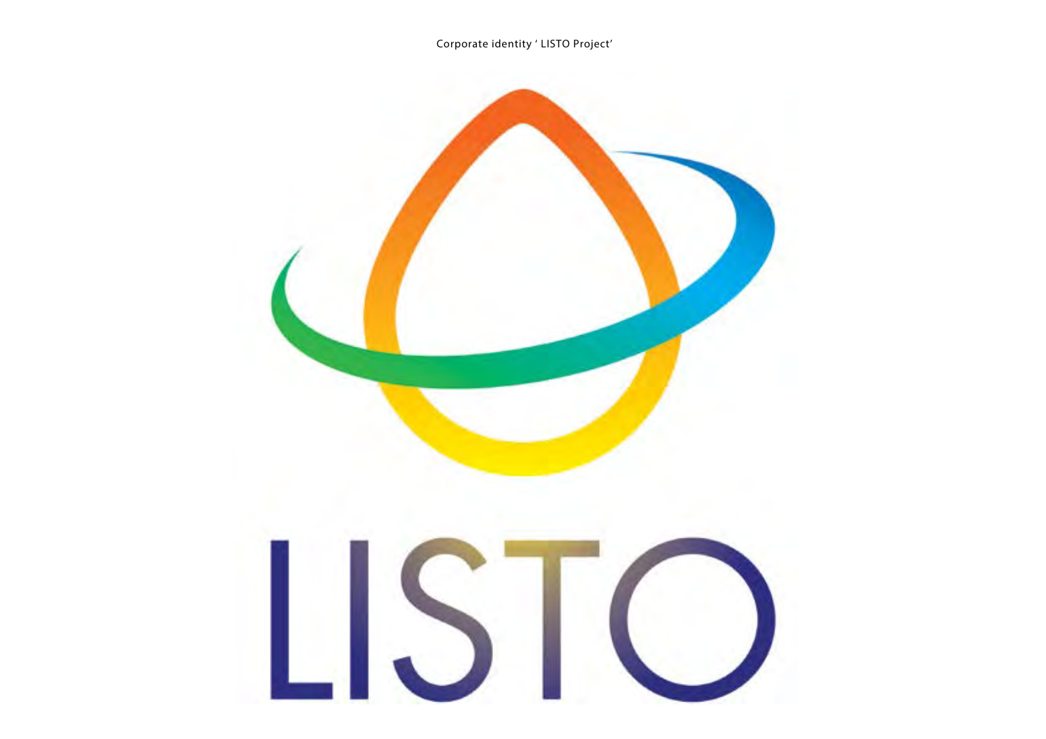Corporate identity ' LISTO Project'

LISTO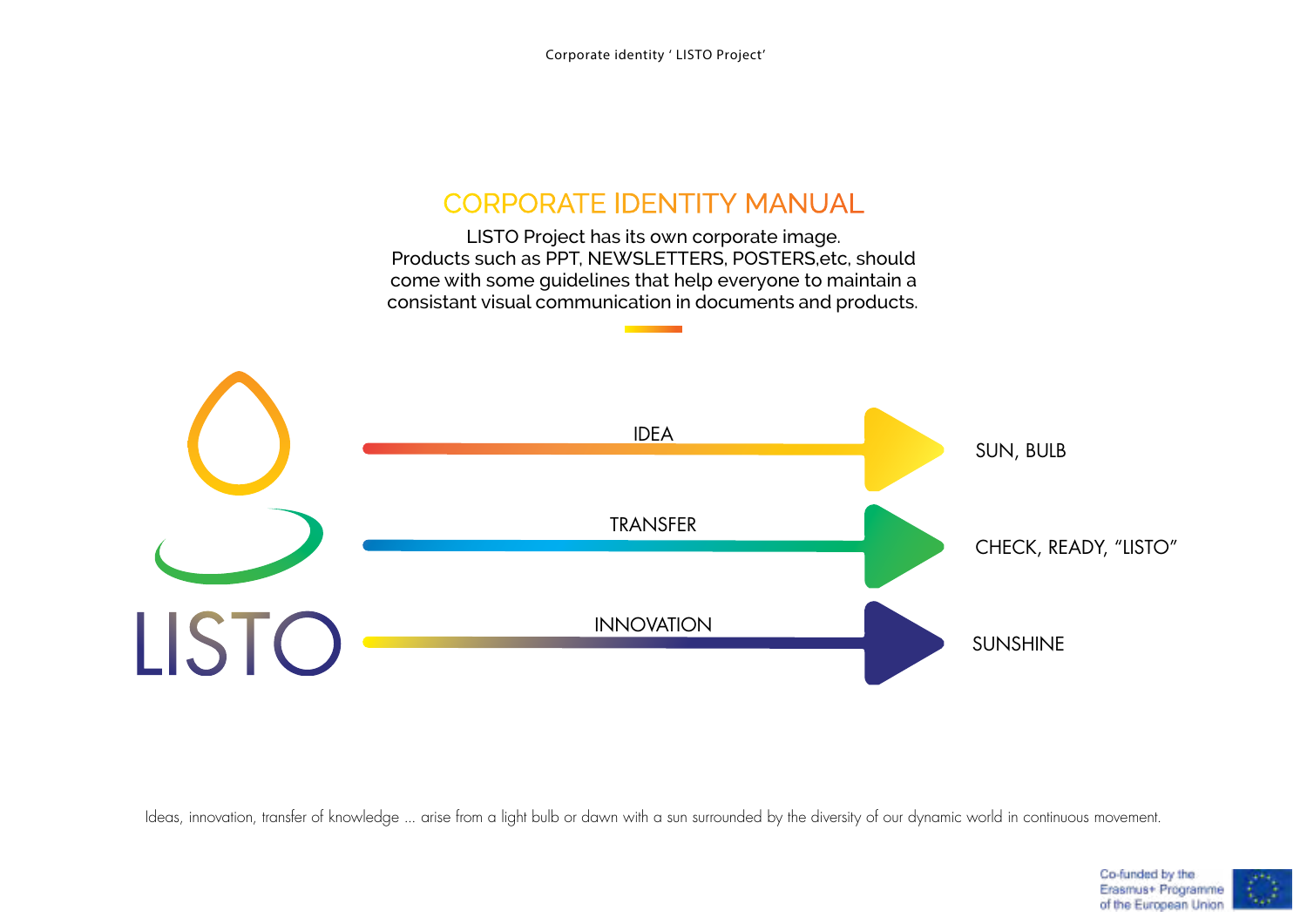## CORPORATE IDENTITY MANUAL

LISTO Project has its own corporate image.
Products such as PPT, NEWSLETTERS, POSTERS,etc, should come with some guidelines that help everyone to maintain a consistant visual communication in documents and products.

LISTO

IDEA → SUN, BULB

TRANSFER → CHECK, READY, "LISTO"

INNOVATION → SUNSHINE

Ideas, innovation, transfer of knowledge ... arise from a light bulb or dawn with a sun surrounded by the diversity of our dynamic world in continuous movement.

Co-funded by the Erasmus+ Programme of the European Union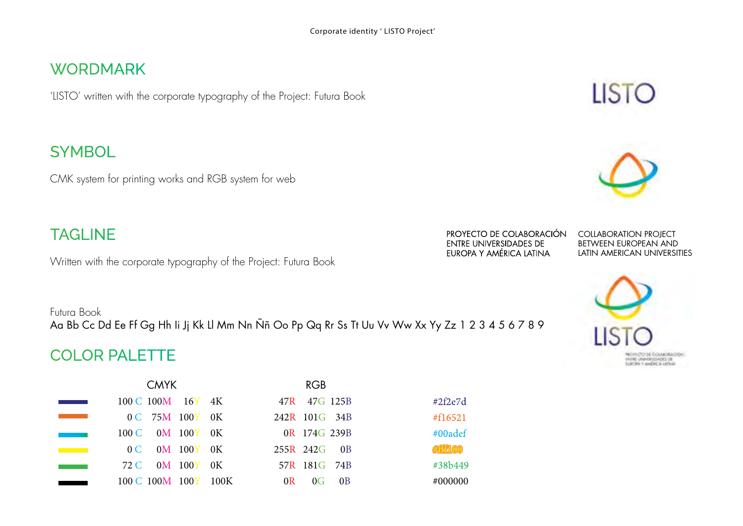## WORDMARK

'LISTO' written with the corporate typography of the Project: Futura Book

LISTO

## SYMBOL

CMK system for printing works and RGB system for web

## TAGLINE

Written with the corporate typography of the Project: Futura Book

PROYECTO DE COLABORACIÓN ENTRE UNIVERSIDADES DE EUROPA Y AMÉRICA LATINA

COLLABORATION PROJECT BETWEEN EUROPEAN AND LATIN AMERICAN UNIVERSITIES

LISTO

PROYECTO DE COLABORACIÓN ENTRE UNIVERSIDADES DE EUROPA Y AMÉRICA LATINA

Futura Book

Aa Bb Cc Dd Ee Ff Gg Hh Ii Jj Kk Ll Mm Nn Ññ Oo Pp Qq Rr Ss Tt Uu Vv Ww Xx Yy Zz 1 2 3 4 5 6 7 8 9

## COLOR PALETTE

| | CMYK | RGB | |
|---|---|---|---|
| | 100 C 100M 16Y 4K | 47R 47G 125B | #2f2e7d |
| | 0 C 75M 100Y 0K | 242R 101G 34B | #f16521 |
| | 100 C 0M 100Y 0K | 0R 174G 239B | #00adef |
| | 0 C 0M 100Y 0K | 255R 242G 0B | #fff200 |
| | 72 C 0M 100Y 0K | 57R 181G 74B | #38b449 |
| | 100 C 100M 100Y 100K | 0R 0G 0B | #000000 |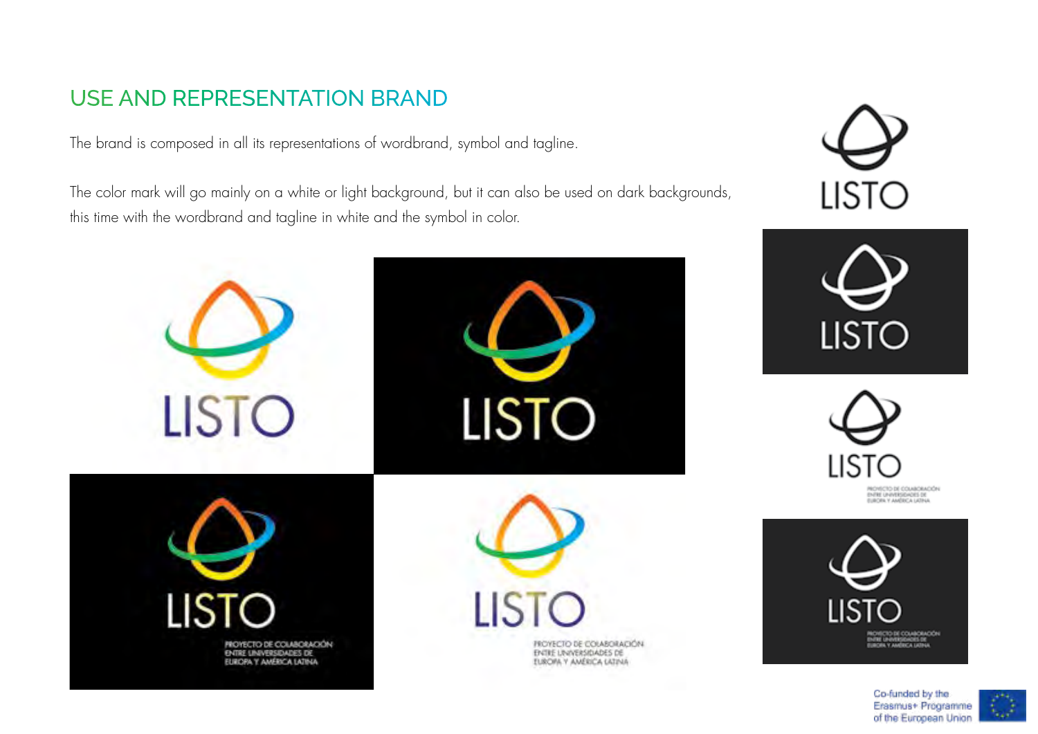# USE AND REPRESENTATION BRAND

The brand is composed in all its representations of wordbrand, symbol and tagline.

The color mark will go mainly on a white or light background, but it can also be used on dark backgrounds, this time with the wordbrand and tagline in white and the symbol in color.

LISTO

LISTO

LISTO

PROYECTO DE COLABORACIÓN
ENTRE UNIVERSIDADES DE
EUROPA Y AMÉRICA LATINA

LISTO

PROYECTO DE COLABORACIÓN
ENTRE UNIVERSIDADES DE
EUROPA Y AMÉRICA LATINA

LISTO

LISTO

LISTO

PROYECTO DE COLABORACIÓN
ENTRE UNIVERSIDADES DE
EUROPA Y AMÉRICA LATINA

LISTO

PROYECTO DE COLABORACIÓN
ENTRE UNIVERSIDADES DE
EUROPA Y AMÉRICA LATINA

Co-funded by the Erasmus+ Programme of the European Union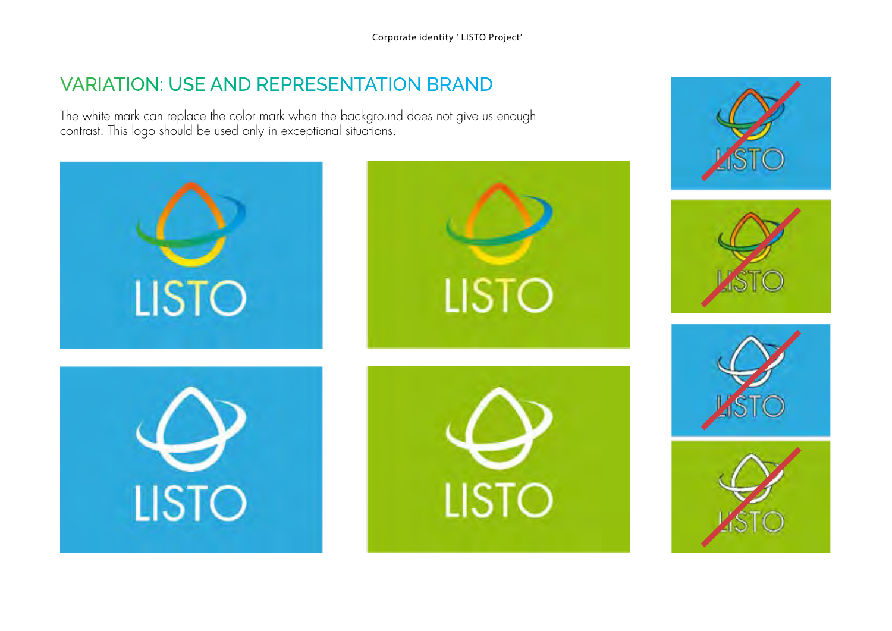## VARIATION: USE AND REPRESENTATION BRAND

The white mark can replace the color mark when the background does not give us enough contrast. This logo should be used only in exceptional situations.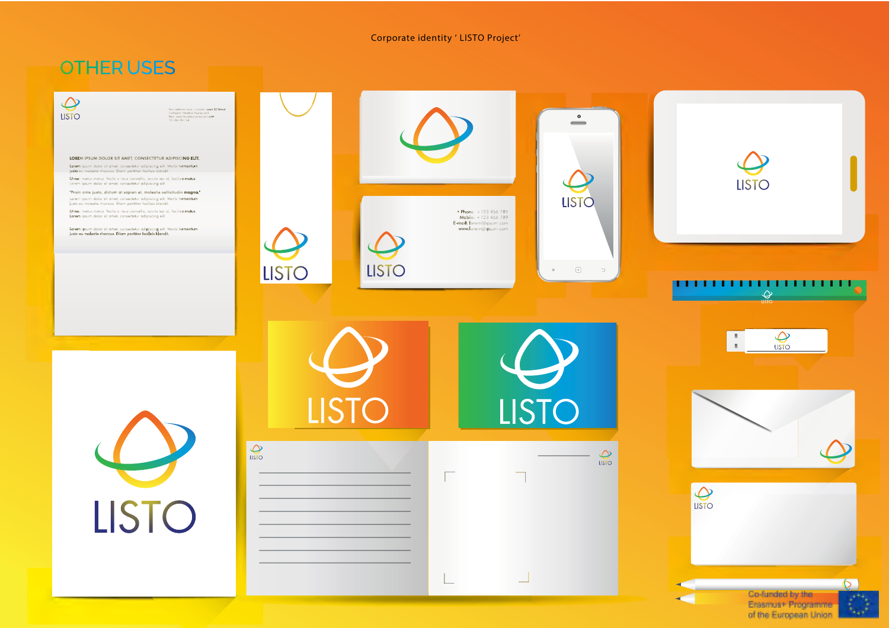Corporate identity ' LISTO Project'

## OTHER USES

LOREM IPSUM DOLOR SIT AMET, CONSECTETUR ADIPISCING ELIT.

LISTO

• Phone: + 123 456 789
Mobile: + 123 456 789
E-mail: lorem@ipsum.com
www.lorem@ipsum.com

Co-funded by the Erasmus+ Programme of the European Union